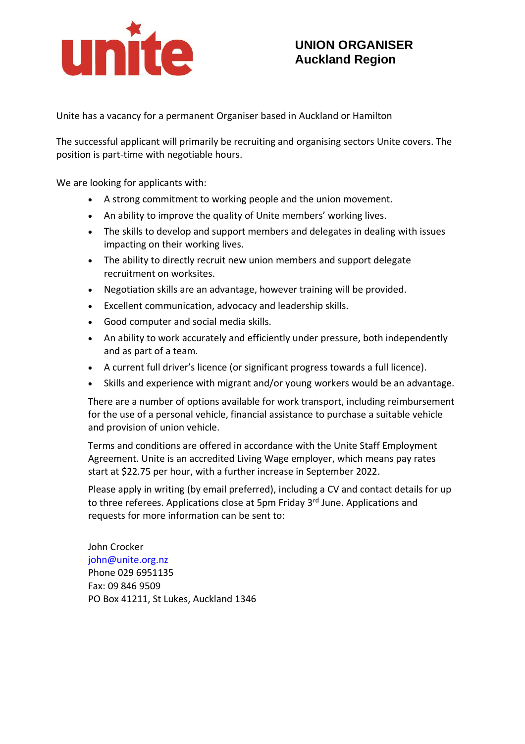unite

# UNION ORGANISER
## Auckland Region

Unite has a vacancy for a permanent Organiser based in Auckland or Hamilton

The successful applicant will primarily be recruiting and organising sectors Unite covers. The position is part-time with negotiable hours.

We are looking for applicants with:

- A strong commitment to working people and the union movement.
- An ability to improve the quality of Unite members' working lives.
- The skills to develop and support members and delegates in dealing with issues impacting on their working lives.
- The ability to directly recruit new union members and support delegate recruitment on worksites.
- Negotiation skills are an advantage, however training will be provided.
- Excellent communication, advocacy and leadership skills.
- Good computer and social media skills.
- An ability to work accurately and efficiently under pressure, both independently and as part of a team.
- A current full driver's licence (or significant progress towards a full licence).
- Skills and experience with migrant and/or young workers would be an advantage.

There are a number of options available for work transport, including reimbursement for the use of a personal vehicle, financial assistance to purchase a suitable vehicle and provision of union vehicle.

Terms and conditions are offered in accordance with the Unite Staff Employment Agreement. Unite is an accredited Living Wage employer, which means pay rates start at $22.75 per hour, with a further increase in September 2022.

Please apply in writing (by email preferred), including a CV and contact details for up to three referees. Applications close at 5pm Friday 3rd June. Applications and requests for more information can be sent to:

John Crocker
john@unite.org.nz
Phone 029 6951135
Fax: 09 846 9509
PO Box 41211, St Lukes, Auckland 1346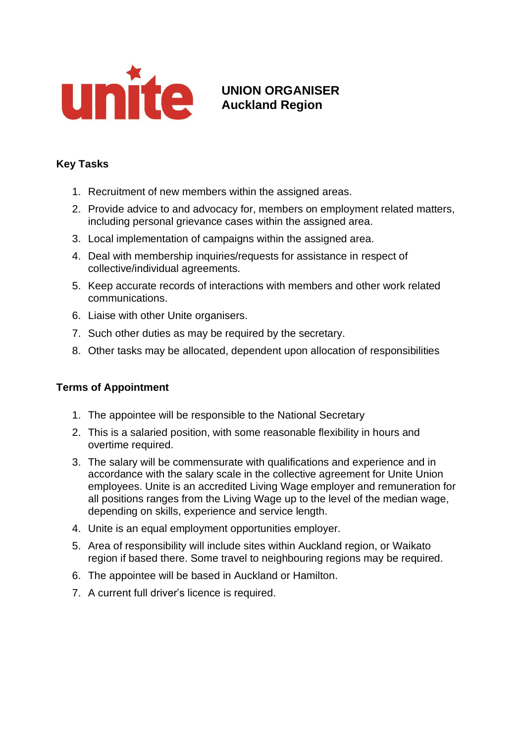unite

# UNION ORGANISER
## Auckland Region

### Key Tasks

1. Recruitment of new members within the assigned areas.
2. Provide advice to and advocacy for, members on employment related matters, including personal grievance cases within the assigned area.
3. Local implementation of campaigns within the assigned area.
4. Deal with membership inquiries/requests for assistance in respect of collective/individual agreements.
5. Keep accurate records of interactions with members and other work related communications.
6. Liaise with other Unite organisers.
7. Such other duties as may be required by the secretary.
8. Other tasks may be allocated, dependent upon allocation of responsibilities

### Terms of Appointment

1. The appointee will be responsible to the National Secretary
2. This is a salaried position, with some reasonable flexibility in hours and overtime required.
3. The salary will be commensurate with qualifications and experience and in accordance with the salary scale in the collective agreement for Unite Union employees. Unite is an accredited Living Wage employer and remuneration for all positions ranges from the Living Wage up to the level of the median wage, depending on skills, experience and service length.
4. Unite is an equal employment opportunities employer.
5. Area of responsibility will include sites within Auckland region, or Waikato region if based there. Some travel to neighbouring regions may be required.
6. The appointee will be based in Auckland or Hamilton.
7. A current full driver's licence is required.